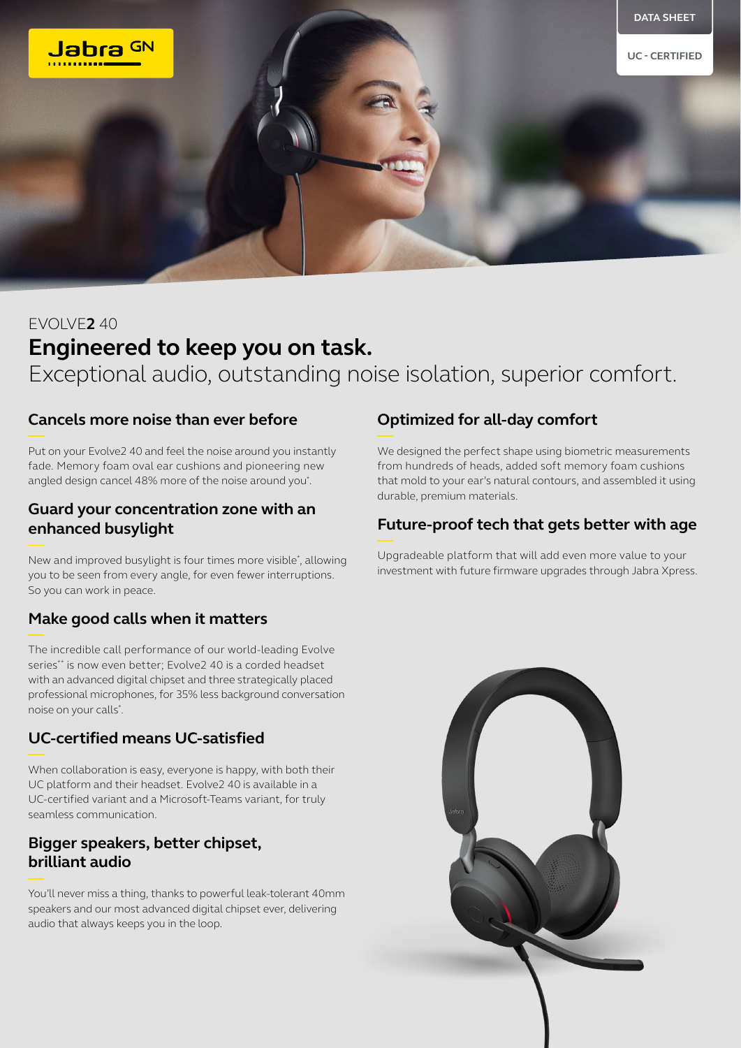Jabra GN

DATA SHEET

UC - CERTIFIED

EVOLVE**2** 40

# Engineered to keep you on task.

Exceptional audio, outstanding noise isolation, superior comfort.

## Cancels more noise than ever before

Put on your Evolve2 40 and feel the noise around you instantly fade. Memory foam oval ear cushions and pioneering new angled design cancel 48% more of the noise around you*.

## Guard your concentration zone with an enhanced busylight

New and improved busylight is four times more visible*, allowing you to be seen from every angle, for even fewer interruptions. So you can work in peace.

## Make good calls when it matters

The incredible call performance of our world-leading Evolve series** is now even better; Evolve2 40 is a corded headset with an advanced digital chipset and three strategically placed professional microphones, for 35% less background conversation noise on your calls*.

## UC-certified means UC-satisfied

When collaboration is easy, everyone is happy, with both their UC platform and their headset. Evolve2 40 is available in a UC-certified variant and a Microsoft-Teams variant, for truly seamless communication.

## Bigger speakers, better chipset, brilliant audio

You'll never miss a thing, thanks to powerful leak-tolerant 40mm speakers and our most advanced digital chipset ever, delivering audio that always keeps you in the loop.

## Optimized for all-day comfort

We designed the perfect shape using biometric measurements from hundreds of heads, added soft memory foam cushions that mold to your ear's natural contours, and assembled it using durable, premium materials.

## Future-proof tech that gets better with age

Upgradeable platform that will add even more value to your investment with future firmware upgrades through Jabra Xpress.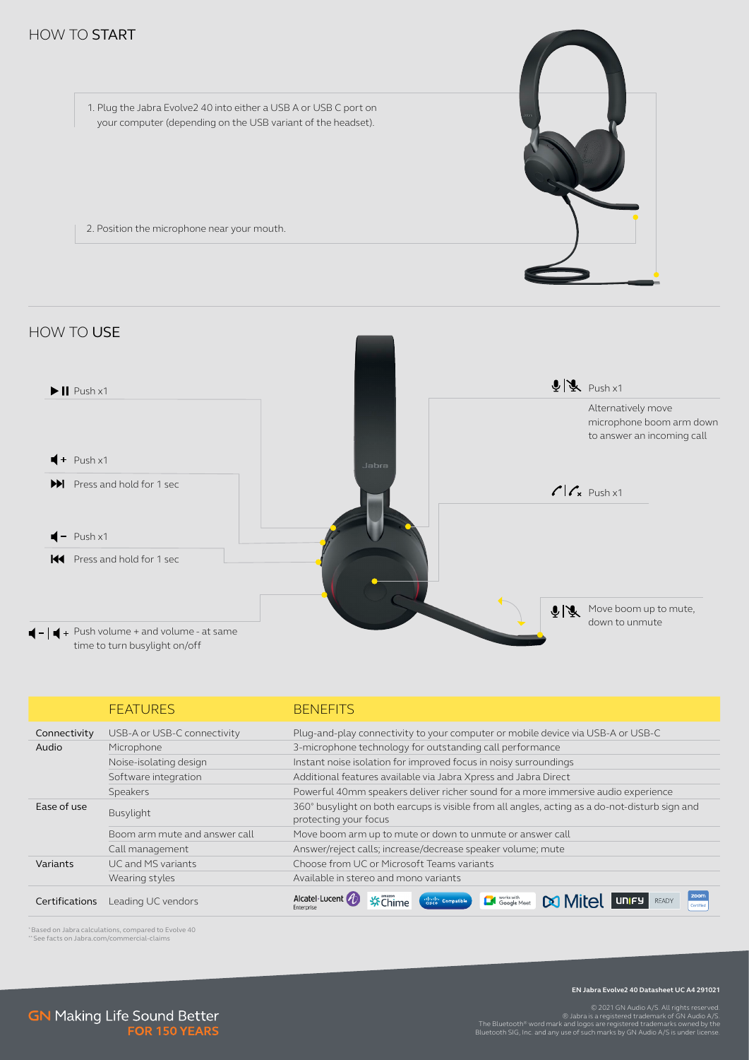## HOW TO START

1. Plug the Jabra Evolve2 40 into either a USB A or USB C port on your computer (depending on the USB variant of the headset).

2. Position the microphone near your mouth.

## HOW TO USE

▶❚❚ Push x1

🔈+ Push x1

⏭ Press and hold for 1 sec

🔈– Push x1

⏮ Press and hold for 1 sec

🔈– | 🔈+ Push volume + and volume - at same time to turn busylight on/off

🎙 | 🎙✕ Push x1

Alternatively move microphone boom arm down to answer an incoming call

📞 | 📞✕ Push x1

🎙 | 🎙✕ Move boom up to mute, down to unmute

| | FEATURES | BENEFITS |
|---|---|---|
| Connectivity | USB-A or USB-C connectivity | Plug-and-play connectivity to your computer or mobile device via USB-A or USB-C |
| Audio | Microphone | 3-microphone technology for outstanding call performance |
| | Noise-isolating design | Instant noise isolation for improved focus in noisy surroundings |
| | Software integration | Additional features available via Jabra Xpress and Jabra Direct |
| | Speakers | Powerful 40mm speakers deliver richer sound for a more immersive audio experience |
| Ease of use | Busylight | 360° busylight on both earcups is visible from all angles, acting as a do-not-disturb sign and protecting your focus |
| | Boom arm mute and answer call | Move boom arm up to mute or down to unmute or answer call |
| | Call management | Answer/reject calls; increase/decrease speaker volume; mute |
| Variants | UC and MS variants | Choose from UC or Microsoft Teams variants |
| | Wearing styles | Available in stereo and mono variants |
| Certifications | Leading UC vendors | Alcatel-Lucent Enterprise, Amazon Chime, Cisco Compatible, Works with Google Meet, Mitel, Unify Ready, Zoom Certified |

*Based on Jabra calculations, compared to Evolve 40
**See facts on Jabra.com/commercial-claims

EN Jabra Evolve2 40 Datasheet UC A4 291021

GN Making Life Sound Better FOR 150 YEARS

© 2021 GN Audio A/S. All rights reserved.
® Jabra is a registered trademark of GN Audio A/S.
The Bluetooth® word mark and logos are registered trademarks owned by the Bluetooth SIG, Inc. and any use of such marks by GN Audio A/S is under license.